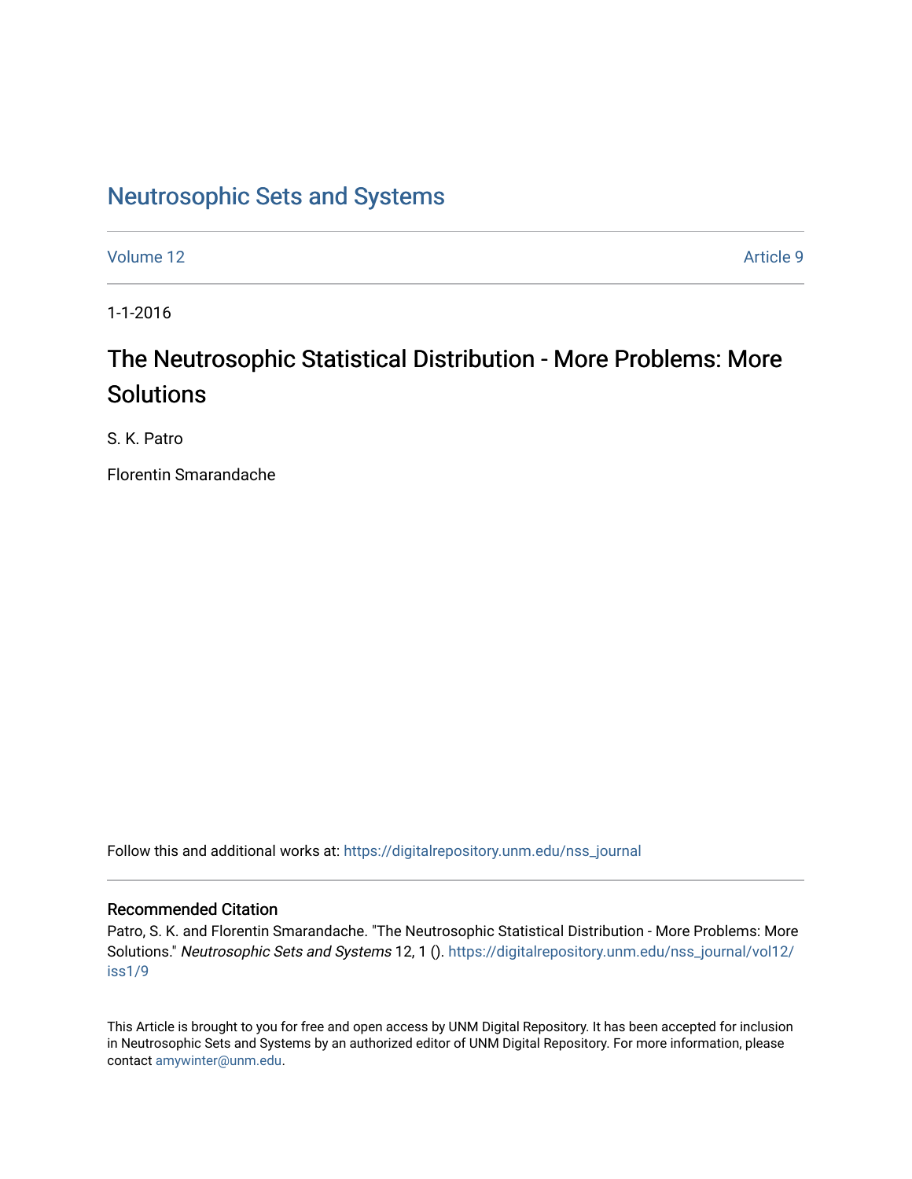# Neutrosophic Sets and Systems

Volume 12 | Article 9

1-1-2016

## The Neutrosophic Statistical Distribution - More Problems: More Solutions

S. K. Patro

Florentin Smarandache

Follow this and additional works at: https://digitalrepository.unm.edu/nss_journal

### Recommended Citation

Patro, S. K. and Florentin Smarandache. "The Neutrosophic Statistical Distribution - More Problems: More Solutions." *Neutrosophic Sets and Systems* 12, 1 (). https://digitalrepository.unm.edu/nss_journal/vol12/iss1/9

This Article is brought to you for free and open access by UNM Digital Repository. It has been accepted for inclusion in Neutrosophic Sets and Systems by an authorized editor of UNM Digital Repository. For more information, please contact amywinter@unm.edu.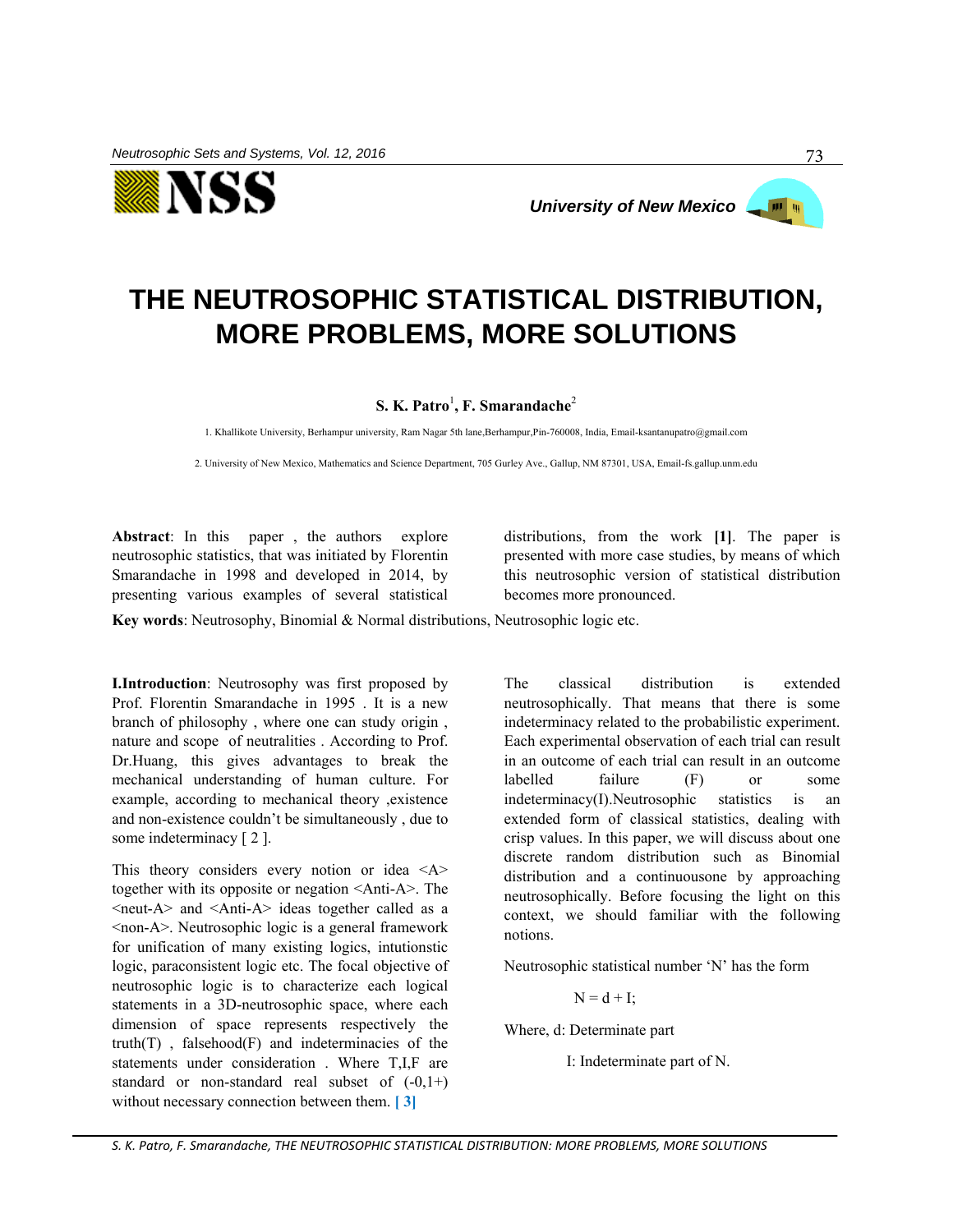// THE NEUTROSOPHIC STATISTICAL DISTRIBUTION, MORE PROBLEMS, MORE SOLUTIONS

**S. K. Patro**[1], **F. Smarandache**[2]

1. Khallikote University, Berhampur university, Ram Nagar 5th lane,Berhampur,Pin-760008, India, Email-ksantanupatro@gmail.com

2. University of New Mexico, Mathematics and Science Department, 705 Gurley Ave., Gallup, NM 87301, USA, Email-fs.gallup.unm.edu

**Abstract**: In this paper , the authors explore neutrosophic statistics, that was initiated by Florentin Smarandache in 1998 and developed in 2014, by presenting various examples of several statistical distributions, from the work **[1]**. The paper is presented with more case studies, by means of which this neutrosophic version of statistical distribution becomes more pronounced.

**Key words**: Neutrosophy, Binomial & Normal distributions, Neutrosophic logic etc.

**I.Introduction**: Neutrosophy was first proposed by Prof. Florentin Smarandache in 1995 . It is a new branch of philosophy , where one can study origin , nature and scope of neutralities . According to Prof. Dr.Huang, this gives advantages to break the mechanical understanding of human culture. For example, according to mechanical theory ,existence and non-existence couldn't be simultaneously , due to some indeterminacy [ 2 ].

This theory considers every notion or idea <A> together with its opposite or negation <Anti-A>. The <neut-A> and <Anti-A> ideas together called as a <non-A>. Neutrosophic logic is a general framework for unification of many existing logics, intutionstic logic, paraconsistent logic etc. The focal objective of neutrosophic logic is to characterize each logical statements in a 3D-neutrosophic space, where each dimension of space represents respectively the truth(T) , falsehood(F) and indeterminacies of the statements under consideration . Where T,I,F are standard or non-standard real subset of (-0,1+) without necessary connection between them. [ 3]

The classical distribution is extended neutrosophically. That means that there is some indeterminacy related to the probabilistic experiment. Each experimental observation of each trial can result in an outcome of each trial can result in an outcome labelled failure (F) or some indeterminacy(I).Neutrosophic statistics is an extended form of classical statistics, dealing with crisp values. In this paper, we will discuss about one discrete random distribution such as Binomial distribution and a continuousone by approaching neutrosophically. Before focusing the light on this context, we should familiar with the following notions.

Neutrosophic statistical number 'N' has the form

$$N = d + I;$$

Where, d: Determinate part

I: Indeterminate part of N.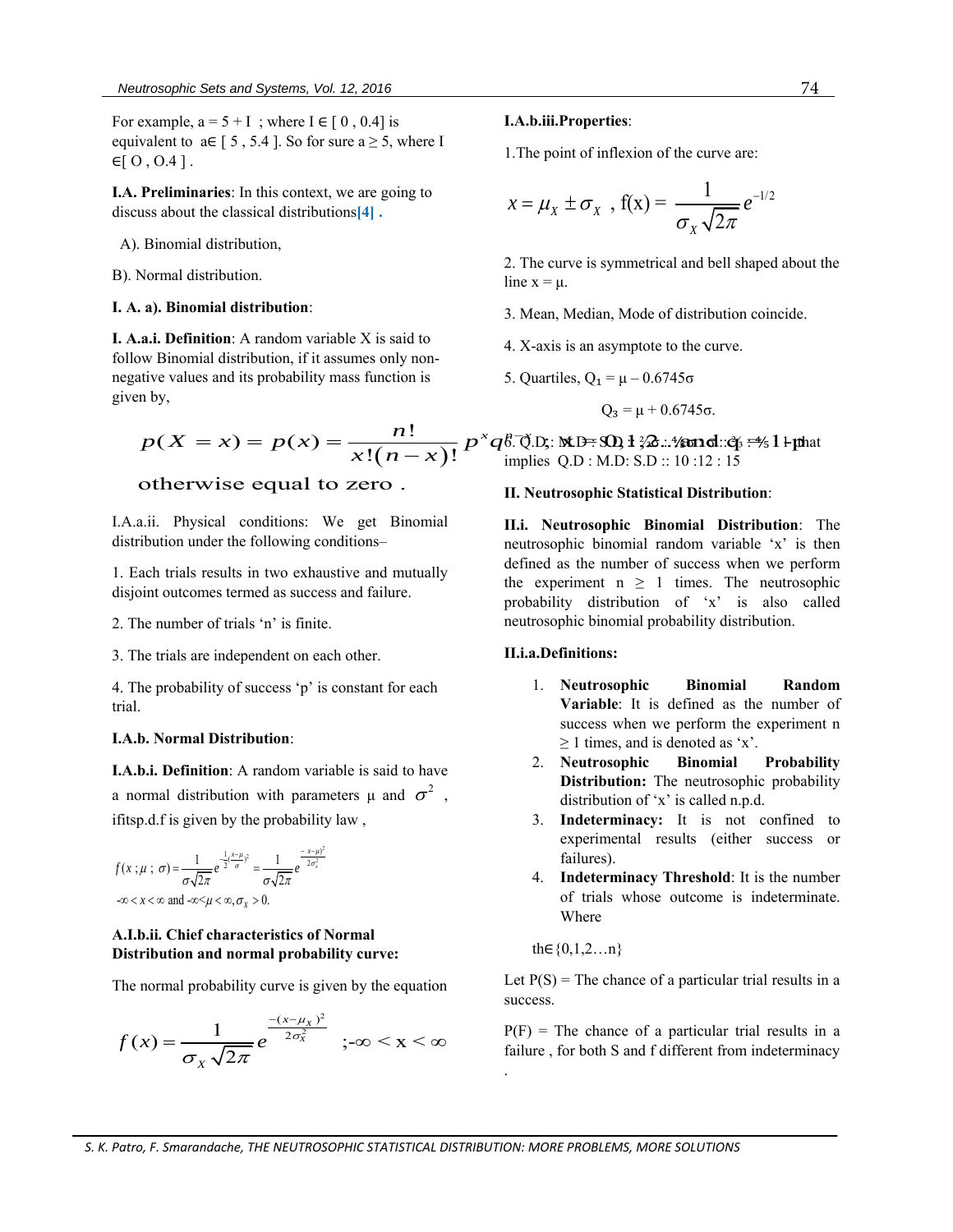For example, a = 5 + I ; where I ∈ [ 0 , 0.4] is equivalent to a∈ [ 5 , 5.4 ]. So for sure a ≥ 5, where I ∈[ O , O.4 ] .

**I.A. Preliminaries**: In this context, we are going to discuss about the classical distributions[4] .

A). Binomial distribution,

B). Normal distribution.

**I. A. a). Binomial distribution**:

**I. A.a.i. Definition**: A random variable X is said to follow Binomial distribution, if it assumes only non-negative values and its probability mass function is given by,

$$p(X=x)=p(x)=\frac{n!}{x!(n-x)!}p^{x}q^{n-x};\ x=0,1,2\ldots n \text{ and } q=1-p$$

otherwise equal to zero .

I.A.a.ii. Physical conditions: We get Binomial distribution under the following conditions–

1. Each trials results in two exhaustive and mutually disjoint outcomes termed as success and failure.

2. The number of trials 'n' is finite.

3. The trials are independent on each other.

4. The probability of success 'p' is constant for each trial.

**I.A.b. Normal Distribution**:

**I.A.b.i. Definition**: A random variable is said to have a normal distribution with parameters μ and $\sigma^2$ , ifitsp.d.f is given by the probability law ,

$$f(x\,;\mu\,;\,\sigma)=\frac{1}{\sigma\sqrt{2\pi}}e^{-\frac{1}{2}\left(\frac{x-\mu}{\sigma}\right)^{2}}=\frac{1}{\sigma\sqrt{2\pi}}e^{\frac{-(x-\mu)^{2}}{2\sigma_{x}^{2}}}$$

$$-\infty<x<\infty \text{ and } -\infty<\mu<\infty,\sigma_{X}>0.$$

**A.I.b.ii. Chief characteristics of Normal Distribution and normal probability curve:**

The normal probability curve is given by the equation

$$f(x)=\frac{1}{\sigma_{X}\sqrt{2\pi}}e^{\frac{-(x-\mu_{X})^{2}}{2\sigma_{X}^{2}}}\quad ;-\infty<x<\infty$$

**I.A.b.iii.Properties**:

1.The point of inflexion of the curve are:

$$x=\mu_{X}\pm\sigma_{X}\ ,\ f(x)=\frac{1}{\sigma_{X}\sqrt{2\pi}}e^{-1/2}$$

2. The curve is symmetrical and bell shaped about the line x = μ.

3. Mean, Median, Mode of distribution coincide.

4. X-axis is an asymptote to the curve.

5. Quartiles, $Q_1 = \mu - 0.6745\sigma$

$Q_3 = \mu + 0.6745\sigma$.

6. Q.D : M.D : S.D :: $\frac{2}{3}\sigma$ : $\frac{4}{5}\sigma$ : σ :: $\frac{2}{3}$ : $\frac{4}{5}$ : 1 that implies Q.D : M.D: S.D :: 10 :12 : 15

**II. Neutrosophic Statistical Distribution**:

**II.i. Neutrosophic Binomial Distribution**: The neutrosophic binomial random variable 'x' is then defined as the number of success when we perform the experiment n ≥ 1 times. The neutrosophic probability distribution of 'x' is also called neutrosophic binomial probability distribution.

**II.i.a.Definitions:**

1. **Neutrosophic Binomial Random Variable**: It is defined as the number of success when we perform the experiment n ≥ 1 times, and is denoted as 'x'.
2. **Neutrosophic Binomial Probability Distribution:** The neutrosophic probability distribution of 'x' is called n.p.d.
3. **Indeterminacy:** It is not confined to experimental results (either success or failures).
4. **Indeterminacy Threshold**: It is the number of trials whose outcome is indeterminate. Where

th∈{0,1,2…n}

Let P(S) = The chance of a particular trial results in a success.

P(F) = The chance of a particular trial results in a failure , for both S and f different from indeterminacy .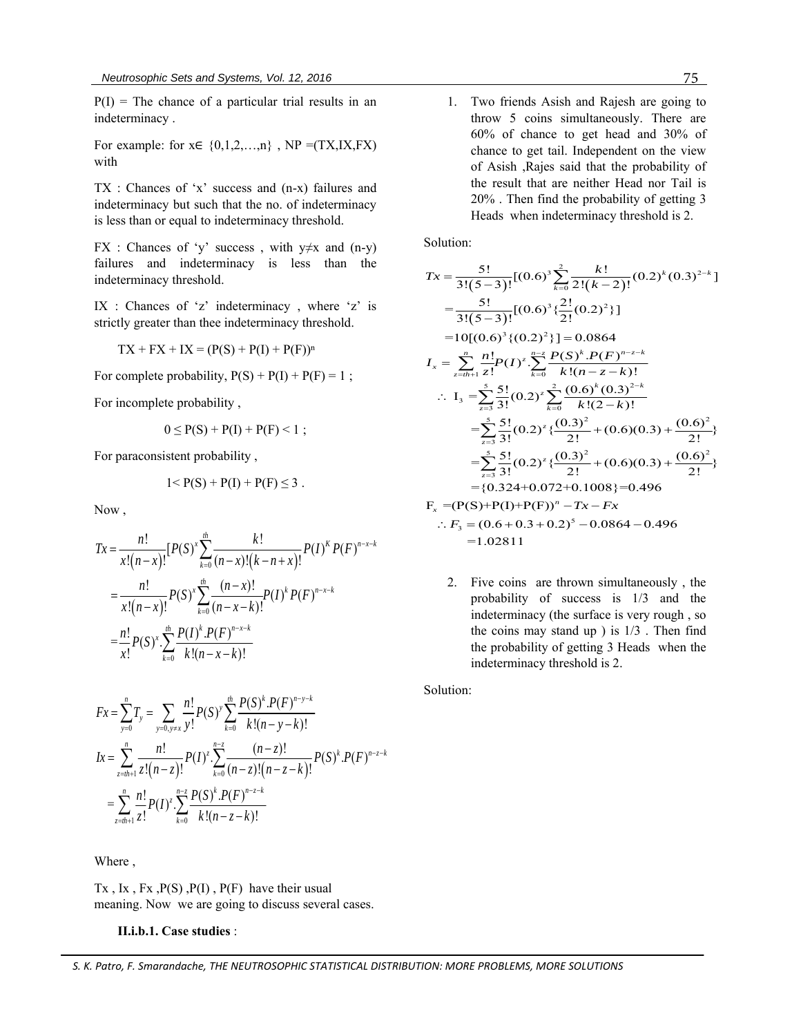P(I) = The chance of a particular trial results in an indeterminacy .

For example: for $x \in \{0,1,2,\ldots,n\}$ , NP =(TX,IX,FX) with

TX : Chances of 'x' success and (n-x) failures and indeterminacy but such that the no. of indeterminacy is less than or equal to indeterminacy threshold.

FX : Chances of 'y' success , with $y \neq x$ and (n-y) failures and indeterminacy is less than the indeterminacy threshold.

IX : Chances of 'z' indeterminacy , where 'z' is strictly greater than thee indeterminacy threshold.

$$TX + FX + IX = (P(S) + P(I) + P(F))^n$$

For complete probability, P(S) + P(I) + P(F) = 1 ;

For incomplete probability ,

$$0 \leq P(S) + P(I) + P(F) < 1 ;$$

For paraconsistent probability ,

$$1 < P(S) + P(I) + P(F) \leq 3 .$$

Now ,

$$Tx = \frac{n!}{x!(n-x)!}[P(S)^x \sum_{k=0}^{th} \frac{k!}{(n-x)!(k-n+x)!} P(I)^K P(F)^{n-x-k}$$

$$= \frac{n!}{x!(n-x)!} P(S)^x \sum_{k=0}^{th} \frac{(n-x)!}{(n-x-k)!} P(I)^k P(F)^{n-x-k}$$

$$= \frac{n!}{x!} P(S)^x . \sum_{k=0}^{th} \frac{P(I)^k . P(F)^{n-x-k}}{k!(n-x-k)!}$$

$$Fx = \sum_{y=0}^{n} T_y = \sum_{y=0, y\neq x}^{n} \frac{n!}{y!} P(S)^y \sum_{k=0}^{th} \frac{P(S)^k . P(F)^{n-y-k}}{k!(n-y-k)!}$$

$$Ix = \sum_{z=th+1}^{n} \frac{n!}{z!(n-z)!} P(I)^z . \sum_{k=0}^{n-z} \frac{(n-z)!}{(n-z)!(n-z-k)!} P(S)^k . P(F)^{n-z-k}$$

$$= \sum_{z=th+1}^{n} \frac{n!}{z!} P(I)^z . \sum_{k=0}^{n-z} \frac{P(S)^k . P(F)^{n-z-k}}{k!(n-z-k)!}$$

Where ,

Tx , Ix , Fx ,P(S) ,P(I) , P(F) have their usual meaning. Now we are going to discuss several cases.

**II.i.b.1. Case studies** :

1. Two friends Asish and Rajesh are going to throw 5 coins simultaneously. There are 60% of chance to get head and 30% of chance to get tail. Independent on the view of Asish ,Rajes said that the probability of the result that are neither Head nor Tail is 20% . Then find the probability of getting 3 Heads when indeterminacy threshold is 2.

Solution:

$$Tx = \frac{5!}{3!(5-3)!}[(0.6)^3 \sum_{k=0}^{2} \frac{k!}{2!(k-2)!}(0.2)^k (0.3)^{2-k}]$$

$$= \frac{5!}{3!(5-3)!}[(0.6)^3 \{\frac{2!}{2!}(0.2)^2\}]$$

$$= 10[(0.6)^3 \{(0.2)^2\}] = 0.0864$$

$$I_x = \sum_{z=th+1}^{n} \frac{n!}{z!} P(I)^z . \sum_{k=0}^{n-z} \frac{P(S)^k . P(F)^{n-z-k}}{k!(n-z-k)!}$$

$$\therefore \ I_3 = \sum_{z=3}^{5} \frac{5!}{3!}(0.2)^z \sum_{k=0}^{2} \frac{(0.6)^k (0.3)^{2-k}}{k!(2-k)!}$$

$$= \sum_{z=3}^{5} \frac{5!}{3!}(0.2)^z \{\frac{(0.3)^2}{2!} + (0.6)(0.3) + \frac{(0.6)^2}{2!}\}$$

$$= \sum_{z=3}^{5} \frac{5!}{3!}(0.2)^z \{\frac{(0.3)^2}{2!} + (0.6)(0.3) + \frac{(0.6)^2}{2!}\}$$

$$= \{0.324 + 0.072 + 0.1008\} = 0.496$$

$$F_x = (P(S) + P(I) + P(F))^n - Tx - Fx$$

$$\therefore F_3 = (0.6 + 0.3 + 0.2)^5 - 0.0864 - 0.496$$

$$= 1.02811$$

2. Five coins are thrown simultaneously , the probability of success is 1/3 and the indeterminacy (the surface is very rough , so the coins may stand up ) is 1/3 . Then find the probability of getting 3 Heads when the indeterminacy threshold is 2.

Solution: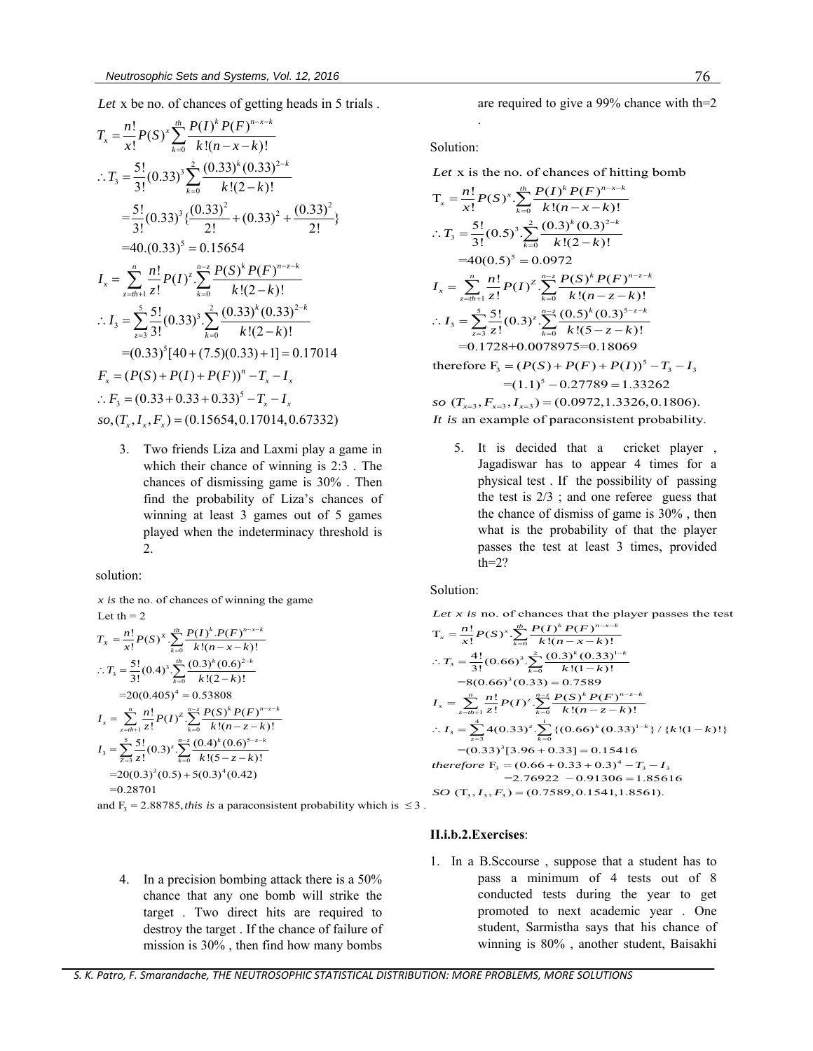*Let* x be no. of chances of getting heads in 5 trials .

$$T_x = \frac{n!}{x!}P(S)^x \sum_{k=0}^{th} \frac{P(I)^k P(F)^{n-x-k}}{k!(n-x-k)!}$$

$$\therefore T_3 = \frac{5!}{3!}(0.33)^3 \sum_{k=0}^{2} \frac{(0.33)^k (0.33)^{2-k}}{k!(2-k)!}$$

$$= \frac{5!}{3!}(0.33)^3 \{\frac{(0.33)^2}{2!} + (0.33)^2 + \frac{(0.33)^2}{2!}\}$$

$$= 40.(0.33)^5 = 0.15654$$

$$I_x = \sum_{z=th+1}^{n} \frac{n!}{z!}P(I)^z . \sum_{k=0}^{n-z} \frac{P(S)^k P(F)^{n-z-k}}{k!(2-k)!}$$

$$\therefore I_3 = \sum_{z=3}^{5} \frac{5!}{3!}(0.33)^3 . \sum_{k=0}^{2} \frac{(0.33)^k (0.33)^{2-k}}{k!(2-k)!}$$

$$= (0.33)^5[40 + (7.5)(0.33) + 1] = 0.17014$$

$$F_x = (P(S) + P(I) + P(F))^n - T_x - I_x$$

$$\therefore F_3 = (0.33 + 0.33 + 0.33)^5 - T_x - I_x$$

$$so, (T_x, I_x, F_x) = (0.15654, 0.17014, 0.67332)$$

3. Two friends Liza and Laxmi play a game in which their chance of winning is 2:3 . The chances of dismissing game is 30% . Then find the probability of Liza's chances of winning at least 3 games out of 5 games played when the indeterminacy threshold is 2.

solution:

*x is* the no. of chances of winning the game

Let th = 2

$$T_X = \frac{n!}{x!}P(S)^X . \sum_{k=0}^{th} \frac{P(I)^k . P(F)^{n-x-k}}{k!(n-x-k)!}$$

$$\therefore T_3 = \frac{5!}{3!}(0.4)^3 . \sum_{k=0}^{th} \frac{(0.3)^k (0.6)^{2-k}}{k!(2-k)!}$$

$$= 20(0.405)^4 = 0.53808$$

$$I_x = \sum_{z=th+1}^{n} \frac{n!}{z!}P(I)^Z . \sum_{k=0}^{n-z} \frac{P(S)^k P(F)^{n-z-k}}{k!(n-z-k)!}$$

$$I_3 = \sum_{Z=3}^{5} \frac{5!}{z!}(0.3)^z . \sum_{k=0}^{n-z} \frac{(0.4)^k (0.6)^{5-z-k}}{k!(5-z-k)!}$$

$$= 20(0.3)^3(0.5) + 5(0.3)^4(0.42)$$

$$= 0.28701$$

and $F_3 = 2.88785$, *this is* a paraconsistent probability which is $\leq 3$ .

4. In a precision bombing attack there is a 50% chance that any one bomb will strike the target . Two direct hits are required to destroy the target . If the chance of failure of mission is 30% , then find how many bombs are required to give a 99% chance with th=2 .

Solution:

*Let* x is the no. of chances of hitting bomb

$$T_x = \frac{n!}{x!}P(S)^x . \sum_{k=0}^{th} \frac{P(I)^k P(F)^{n-x-k}}{k!(n-x-k)!}$$

$$\therefore T_3 = \frac{5!}{3!}(0.5)^3 . \sum_{k=0}^{2} \frac{(0.3)^k (0.3)^{2-k}}{k!(2-k)!}$$

$$= 40(0.5)^5 = 0.0972$$

$$I_x = \sum_{z=th+1}^{n} \frac{n!}{z!}P(I)^Z . \sum_{k=0}^{n-z} \frac{P(S)^k P(F)^{n-z-k}}{k!(n-z-k)!}$$

$$\therefore I_3 = \sum_{z=3}^{5} \frac{5!}{z!}(0.3)^z . \sum_{k=0}^{n-z} \frac{(0.5)^k (0.3)^{5-z-k}}{k!(5-z-k)!}$$

$$= 0.1728 + 0.0078975 = 0.18069$$

$$\text{therefore } F_3 = (P(S) + P(F) + P(I))^5 - T_3 - I_3$$

$$= (1.1)^5 - 0.27789 = 1.33262$$

*so* $(T_{x=3}, F_{x=3}, I_{x=3}) = (0.0972, 1.3326, 0.1806)$.

*It is* an example of paraconsistent probability.

5. It is decided that a cricket player , Jagadiswar has to appear 4 times for a physical test . If the possibility of passing the test is 2/3 ; and one referee guess that the chance of dismiss of game is 30% , then what is the probability of that the player passes the test at least 3 times, provided th=2?

Solution:

*Let x is* no. of chances that the player passes the test

$$T_x = \frac{n!}{x!}P(S)^x . \sum_{k=0}^{th} \frac{P(I)^k P(F)^{n-x-k}}{k!(n-x-k)!}$$

$$\therefore T_3 = \frac{4!}{3!}(0.66)^3 . \sum_{k=0}^{2} \frac{(0.3)^k (0.33)^{1-k}}{k!(1-k)!}$$

$$= 8(0.66)^3(0.33) = 0.7589$$

$$I_x = \sum_{z=th+1}^{n} \frac{n!}{z!}P(I)^z . \sum_{k=0}^{n-z} \frac{P(S)^k P(F)^{n-z-k}}{k!(n-z-k)!}$$

$$\therefore I_3 = \sum_{z=3}^{4} 4(0.33)^z . \sum_{k=0}^{1} \{(0.66)^k (0.33)^{1-k}\} / \{k!(1-k)!\}$$

$$= (0.33)^3[3.96 + 0.33] = 0.15416$$

$$\textit{therefore } F_3 = (0.66 + 0.33 + 0.3)^4 - T_3 - I_3$$

$$= 2.76922 - 0.91306 = 1.85616$$

*SO* $(T_3, I_3, F_3) = (0.7589, 0.1541, 1.8561)$.

**II.i.b.2.Exercises**:

1. In a B.Sccourse , suppose that a student has to pass a minimum of 4 tests out of 8 conducted tests during the year to get promoted to next academic year . One student, Sarmistha says that his chance of winning is 80% , another student, Baisakhi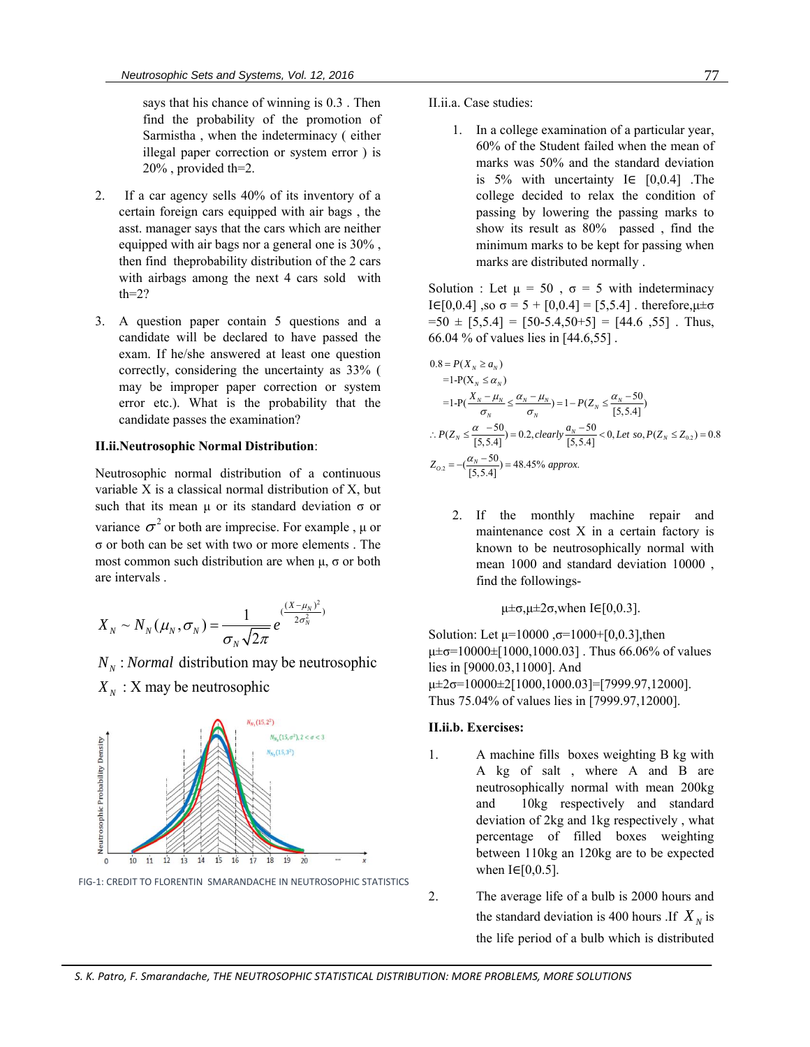says that his chance of winning is 0.3 . Then find the probability of the promotion of Sarmistha , when the indeterminacy ( either illegal paper correction or system error ) is 20% , provided th=2.

2. If a car agency sells 40% of its inventory of a certain foreign cars equipped with air bags , the asst. manager says that the cars which are neither equipped with air bags nor a general one is 30% , then find theprobability distribution of the 2 cars with airbags among the next 4 cars sold with th=2?

3. A question paper contain 5 questions and a candidate will be declared to have passed the exam. If he/she answered at least one question correctly, considering the uncertainty as 33% ( may be improper paper correction or system error etc.). What is the probability that the candidate passes the examination?

**II.ii.Neutrosophic Normal Distribution**:

Neutrosophic normal distribution of a continuous variable X is a classical normal distribution of X, but such that its mean μ or its standard deviation σ or variance $\sigma^2$ or both are imprecise. For example , μ or σ or both can be set with two or more elements . The most common such distribution are when μ, σ or both are intervals .

$$X_N \sim N_N(\mu_N, \sigma_N) = \frac{1}{\sigma_N \sqrt{2\pi}} e^{\left(\frac{(X-\mu_N)^2}{2\sigma_N^2}\right)}$$

$N_N$ : *Normal* distribution may be neutrosophic

$X_N$ : X may be neutrosophic

FIG-1: CREDIT TO FLORENTIN SMARANDACHE IN NEUTROSOPHIC STATISTICS

II.ii.a. Case studies:

1. In a college examination of a particular year, 60% of the Student failed when the mean of marks was 50% and the standard deviation is 5% with uncertainty I∈ [0,0.4] .The college decided to relax the condition of passing by lowering the passing marks to show its result as 80% passed , find the minimum marks to be kept for passing when marks are distributed normally .

Solution : Let μ = 50 , σ = 5 with indeterminacy I∈[0,0.4] ,so σ = 5 + [0,0.4] = [5,5.4] . therefore,μ±σ =50 ± [5,5.4] = [50-5.4,50+5] = [44.6 ,55] . Thus, 66.04 % of values lies in [44.6,55] .

$$0.8 = P(X_N \geq a_N)$$
$$= 1 - P(X_N \leq \alpha_N)$$
$$= 1 - P\left(\frac{X_N - \mu_N}{\sigma_N} \leq \frac{\alpha_N - \mu_N}{\sigma_N}\right) = 1 - P\left(Z_N \leq \frac{\alpha_N - 50}{[5,5.4]}\right)$$
$$\therefore P\left(Z_N \leq \frac{\alpha - 50}{[5,5.4]}\right) = 0.2, clearly \frac{a_N - 50}{[5,5.4]} < 0, Let\ so, P(Z_N \leq Z_{0.2}) = 0.8$$
$$Z_{O.2} = -\left(\frac{\alpha_N - 50}{[5,5.4]}\right) = 48.45\%\ approx.$$

2. If the monthly machine repair and maintenance cost X in a certain factory is known to be neutrosophically normal with mean 1000 and standard deviation 10000 , find the followings-

μ±σ,μ±2σ,when I∈[0,0.3].

Solution: Let μ=10000 ,σ=1000+[0,0.3],then μ±σ=10000±[1000,1000.03] . Thus 66.06% of values lies in [9000.03,11000]. And μ±2σ=10000±2[1000,1000.03]=[7999.97,12000]. Thus 75.04% of values lies in [7999.97,12000].

**II.ii.b. Exercises:**

1. A machine fills boxes weighting B kg with A kg of salt , where A and B are neutrosophically normal with mean 200kg and 10kg respectively and standard deviation of 2kg and 1kg respectively , what percentage of filled boxes weighting between 110kg an 120kg are to be expected when I∈[0,0.5].

2. The average life of a bulb is 2000 hours and the standard deviation is 400 hours .If $X_N$ is the life period of a bulb which is distributed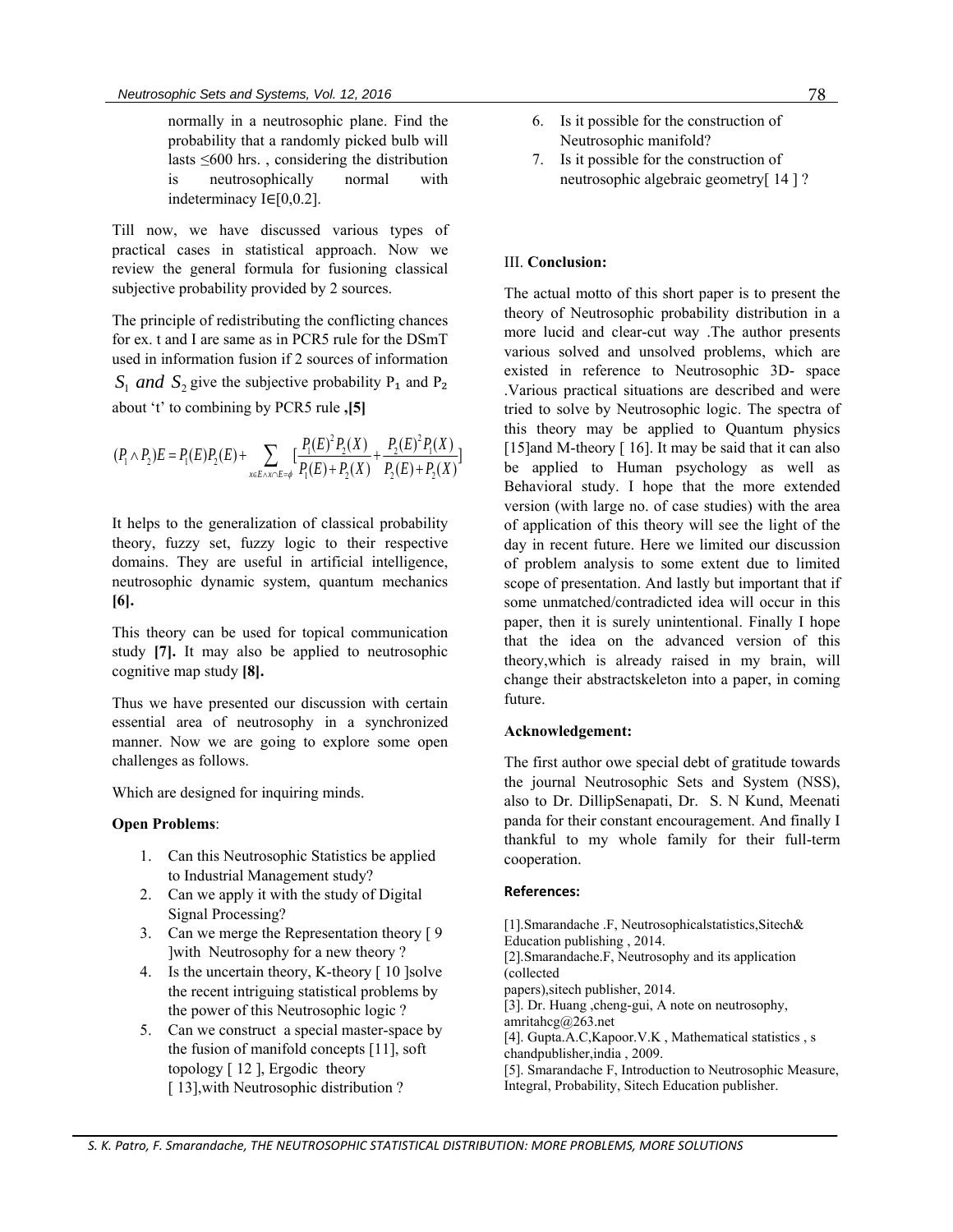normally in a neutrosophic plane. Find the probability that a randomly picked bulb will lasts ≤600 hrs. , considering the distribution is neutrosophically normal with indeterminacy I∈[0,0.2].

Till now, we have discussed various types of practical cases in statistical approach. Now we review the general formula for fusioning classical subjective probability provided by 2 sources.

The principle of redistributing the conflicting chances for ex. t and I are same as in PCR5 rule for the DSmT used in information fusion if 2 sources of information $S_1$ *and* $S_2$ give the subjective probability $P_1$ and $P_2$ about 't' to combining by PCR5 rule **,[5]**

$$(P_1 \wedge P_2)E = P_1(E)P_2(E) + \sum_{x \in E \wedge x \cap E = \phi} \left[\frac{P_1(E)^2 P_2(X)}{P_1(E)+P_2(X)} + \frac{P_2(E)^2 P_1(X)}{P_2(E)+P_2(X)}\right]$$

It helps to the generalization of classical probability theory, fuzzy set, fuzzy logic to their respective domains. They are useful in artificial intelligence, neutrosophic dynamic system, quantum mechanics **[6].**

This theory can be used for topical communication study **[7].** It may also be applied to neutrosophic cognitive map study **[8].**

Thus we have presented our discussion with certain essential area of neutrosophy in a synchronized manner. Now we are going to explore some open challenges as follows.

Which are designed for inquiring minds.

**Open Problems**:

1. Can this Neutrosophic Statistics be applied to Industrial Management study?
2. Can we apply it with the study of Digital Signal Processing?
3. Can we merge the Representation theory [ 9 ]with Neutrosophy for a new theory ?
4. Is the uncertain theory, K-theory [ 10 ]solve the recent intriguing statistical problems by the power of this Neutrosophic logic ?
5. Can we construct a special master-space by the fusion of manifold concepts [11], soft topology [ 12 ], Ergodic theory [ 13],with Neutrosophic distribution ?
6. Is it possible for the construction of Neutrosophic manifold?
7. Is it possible for the construction of neutrosophic algebraic geometry[ 14 ] ?

## III. **Conclusion:**

The actual motto of this short paper is to present the theory of Neutrosophic probability distribution in a more lucid and clear-cut way .The author presents various solved and unsolved problems, which are existed in reference to Neutrosophic 3D- space .Various practical situations are described and were tried to solve by Neutrosophic logic. The spectra of this theory may be applied to Quantum physics [15]and M-theory [ 16]. It may be said that it can also be applied to Human psychology as well as Behavioral study. I hope that the more extended version (with large no. of case studies) with the area of application of this theory will see the light of the day in recent future. Here we limited our discussion of problem analysis to some extent due to limited scope of presentation. And lastly but important that if some unmatched/contradicted idea will occur in this paper, then it is surely unintentional. Finally I hope that the idea on the advanced version of this theory,which is already raised in my brain, will change their abstractskeleton into a paper, in coming future.

**Acknowledgement:**

The first author owe special debt of gratitude towards the journal Neutrosophic Sets and System (NSS), also to Dr. DillipSenapati, Dr. S. N Kund, Meenati panda for their constant encouragement. And finally I thankful to my whole family for their full-term cooperation.

**References:**

[1].Smarandache .F, Neutrosophicalstatistics,Sitech& Education publishing , 2014.

[2].Smarandache.F, Neutrosophy and its application (collected papers),sitech publisher, 2014.

[3]. Dr. Huang ,cheng-gui, A note on neutrosophy, amritahcg@263.net

[4]. Gupta.A.C,Kapoor.V.K , Mathematical statistics , s chandpublisher,india , 2009.

[5]. Smarandache F, Introduction to Neutrosophic Measure, Integral, Probability, Sitech Education publisher.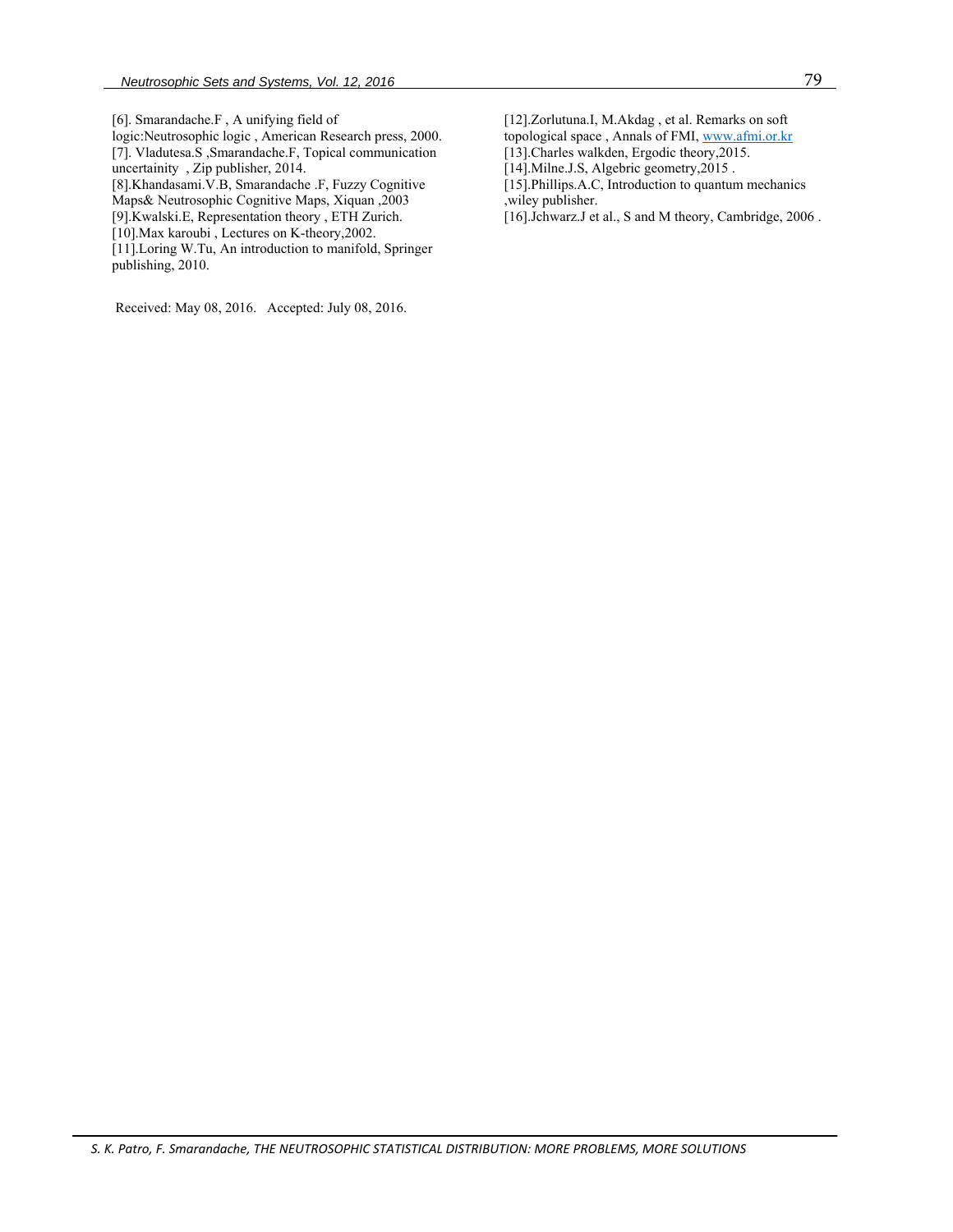[6]. Smarandache.F , A unifying field of logic:Neutrosophic logic , American Research press, 2000.

[7]. Vladutesa.S ,Smarandache.F, Topical communication uncertainity , Zip publisher, 2014.

[8].Khandasami.V.B, Smarandache .F, Fuzzy Cognitive Maps& Neutrosophic Cognitive Maps, Xiquan ,2003

[9].Kwalski.E, Representation theory , ETH Zurich.

[10].Max karoubi , Lectures on K-theory,2002.

[11].Loring W.Tu, An introduction to manifold, Springer publishing, 2010.

[12].Zorlutuna.I, M.Akdag , et al. Remarks on soft topological space , Annals of FMI, www.afmi.or.kr

[13].Charles walkden, Ergodic theory,2015.

[14].Milne.J.S, Algebric geometry,2015 .

[15].Phillips.A.C, Introduction to quantum mechanics ,wiley publisher.

[16].Jchwarz.J et al., S and M theory, Cambridge, 2006 .

Received: May 08, 2016. Accepted: July 08, 2016.